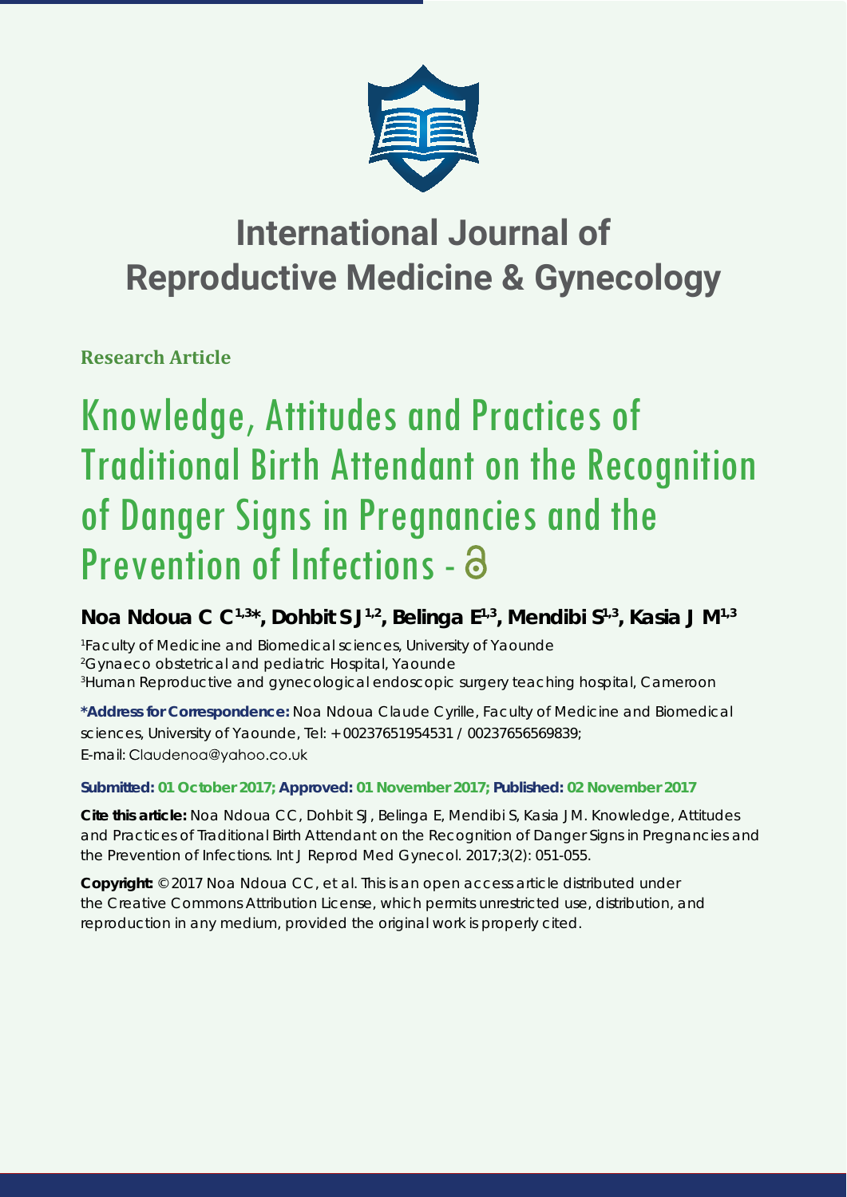# International Journal of Reproductive Medicine & Gynecology

**Research Article**

# Knowledge, Attitudes and Practices of Traditional Birth Attendant on the Recognition of Danger Signs in Pregnancies and the Prevention of Infections -

## Noa Ndoua C C[1,3]*, Dohbit S J[1,2], Belinga E[1,3], Mendibi S[1,3], Kasia J M[1,3]

[1]Faculty of Medicine and Biomedical sciences, University of Yaounde
[2]Gynaeco obstetrical and pediatric Hospital, Yaounde
[3]Human Reproductive and gynecological endoscopic surgery teaching hospital, Cameroon

**\*Address for Correspondence:** Noa Ndoua Claude Cyrille, Faculty of Medicine and Biomedical sciences, University of Yaounde, Tel: +00237651954531 / 00237656569839; E-mail: Claudenoa@yahoo.co.uk

**Submitted: 01 October 2017; Approved: 01 November 2017; Published: 02 November 2017**

**Cite this article:** Noa Ndoua CC, Dohbit SJ, Belinga E, Mendibi S, Kasia JM. Knowledge, Attitudes and Practices of Traditional Birth Attendant on the Recognition of Danger Signs in Pregnancies and the Prevention of Infections. Int J Reprod Med Gynecol. 2017;3(2): 051-055.

**Copyright:** © 2017 Noa Ndoua CC, et al. This is an open access article distributed under the Creative Commons Attribution License, which permits unrestricted use, distribution, and reproduction in any medium, provided the original work is properly cited.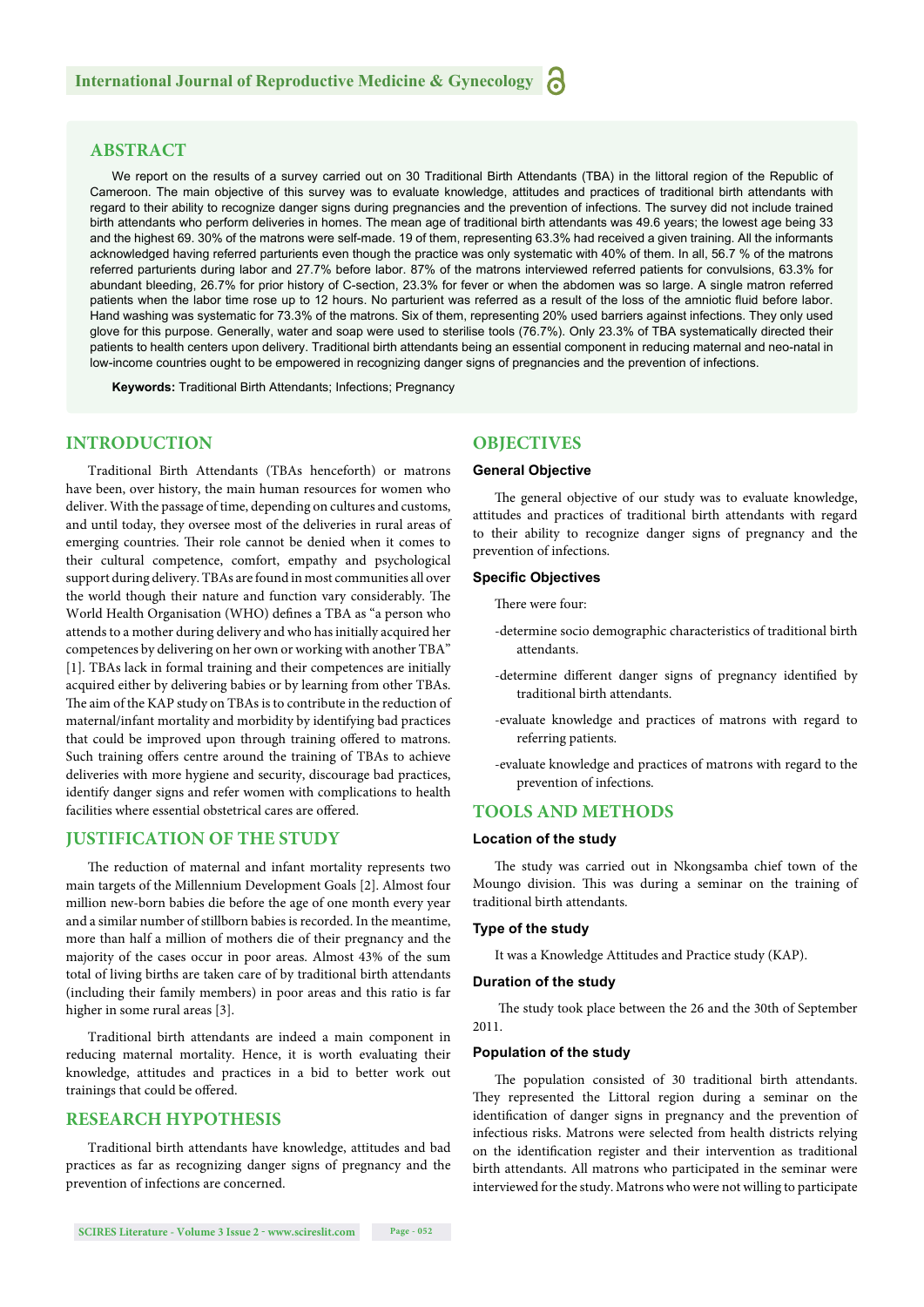## ABSTRACT

We report on the results of a survey carried out on 30 Traditional Birth Attendants (TBA) in the littoral region of the Republic of Cameroon. The main objective of this survey was to evaluate knowledge, attitudes and practices of traditional birth attendants with regard to their ability to recognize danger signs during pregnancies and the prevention of infections. The survey did not include trained birth attendants who perform deliveries in homes. The mean age of traditional birth attendants was 49.6 years; the lowest age being 33 and the highest 69. 30% of the matrons were self-made. 19 of them, representing 63.3% had received a given training. All the informants acknowledged having referred parturients even though the practice was only systematic with 40% of them. In all, 56.7 % of the matrons referred parturients during labor and 27.7% before labor. 87% of the matrons interviewed referred patients for convulsions, 63.3% for abundant bleeding, 26.7% for prior history of C-section, 23.3% for fever or when the abdomen was so large. A single matron referred patients when the labor time rose up to 12 hours. No parturient was referred as a result of the loss of the amniotic fluid before labor. Hand washing was systematic for 73.3% of the matrons. Six of them, representing 20% used barriers against infections. They only used glove for this purpose. Generally, water and soap were used to sterilise tools (76.7%). Only 23.3% of TBA systematically directed their patients to health centers upon delivery. Traditional birth attendants being an essential component in reducing maternal and neo-natal in low-income countries ought to be empowered in recognizing danger signs of pregnancies and the prevention of infections.

**Keywords:** Traditional Birth Attendants; Infections; Pregnancy

## INTRODUCTION

Traditional Birth Attendants (TBAs henceforth) or matrons have been, over history, the main human resources for women who deliver. With the passage of time, depending on cultures and customs, and until today, they oversee most of the deliveries in rural areas of emerging countries. Their role cannot be denied when it comes to their cultural competence, comfort, empathy and psychological support during delivery. TBAs are found in most communities all over the world though their nature and function vary considerably. The World Health Organisation (WHO) defines a TBA as "a person who attends to a mother during delivery and who has initially acquired her competences by delivering on her own or working with another TBA" [1]. TBAs lack in formal training and their competences are initially acquired either by delivering babies or by learning from other TBAs. The aim of the KAP study on TBAs is to contribute in the reduction of maternal/infant mortality and morbidity by identifying bad practices that could be improved upon through training offered to matrons. Such training offers centre around the training of TBAs to achieve deliveries with more hygiene and security, discourage bad practices, identify danger signs and refer women with complications to health facilities where essential obstetrical cares are offered.

## JUSTIFICATION OF THE STUDY

The reduction of maternal and infant mortality represents two main targets of the Millennium Development Goals [2]. Almost four million new-born babies die before the age of one month every year and a similar number of stillborn babies is recorded. In the meantime, more than half a million of mothers die of their pregnancy and the majority of the cases occur in poor areas. Almost 43% of the sum total of living births are taken care of by traditional birth attendants (including their family members) in poor areas and this ratio is far higher in some rural areas [3].

Traditional birth attendants are indeed a main component in reducing maternal mortality. Hence, it is worth evaluating their knowledge, attitudes and practices in a bid to better work out trainings that could be offered.

## RESEARCH HYPOTHESIS

Traditional birth attendants have knowledge, attitudes and bad practices as far as recognizing danger signs of pregnancy and the prevention of infections are concerned.

## OBJECTIVES

### General Objective

The general objective of our study was to evaluate knowledge, attitudes and practices of traditional birth attendants with regard to their ability to recognize danger signs of pregnancy and the prevention of infections.

### Specific Objectives

There were four:

- determine socio demographic characteristics of traditional birth attendants.
- determine different danger signs of pregnancy identified by traditional birth attendants.
- evaluate knowledge and practices of matrons with regard to referring patients.
- evaluate knowledge and practices of matrons with regard to the prevention of infections.

## TOOLS AND METHODS

### Location of the study

The study was carried out in Nkongsamba chief town of the Moungo division. This was during a seminar on the training of traditional birth attendants.

### Type of the study

It was a Knowledge Attitudes and Practice study (KAP).

### Duration of the study

The study took place between the 26 and the 30th of September 2011.

### Population of the study

The population consisted of 30 traditional birth attendants. They represented the Littoral region during a seminar on the identification of danger signs in pregnancy and the prevention of infectious risks. Matrons were selected from health districts relying on the identification register and their intervention as traditional birth attendants. All matrons who participated in the seminar were interviewed for the study. Matrons who were not willing to participate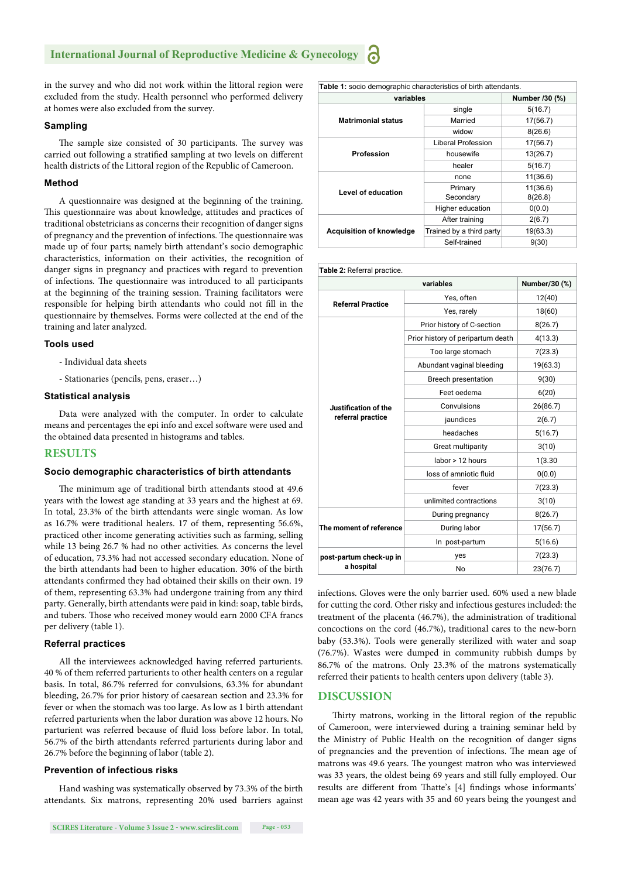in the survey and who did not work within the littoral region were excluded from the study. Health personnel who performed delivery at homes were also excluded from the survey.

### Sampling

The sample size consisted of 30 participants. The survey was carried out following a stratified sampling at two levels on different health districts of the Littoral region of the Republic of Cameroon.

### Method

A questionnaire was designed at the beginning of the training. This questionnaire was about knowledge, attitudes and practices of traditional obstetricians as concerns their recognition of danger signs of pregnancy and the prevention of infections. The questionnaire was made up of four parts; namely birth attendant's socio demographic characteristics, information on their activities, the recognition of danger signs in pregnancy and practices with regard to prevention of infections. The questionnaire was introduced to all participants at the beginning of the training session. Training facilitators were responsible for helping birth attendants who could not fill in the questionnaire by themselves. Forms were collected at the end of the training and later analyzed.

### Tools used

- Individual data sheets

- Stationaries (pencils, pens, eraser…)

### Statistical analysis

Data were analyzed with the computer. In order to calculate means and percentages the epi info and excel software were used and the obtained data presented in histograms and tables.

## RESULTS

### Socio demographic characteristics of birth attendants

The minimum age of traditional birth attendants stood at 49.6 years with the lowest age standing at 33 years and the highest at 69. In total, 23.3% of the birth attendants were single woman. As low as 16.7% were traditional healers. 17 of them, representing 56.6%, practiced other income generating activities such as farming, selling while 13 being 26.7 % had no other activities. As concerns the level of education, 73.3% had not accessed secondary education. None of the birth attendants had been to higher education. 30% of the birth attendants confirmed they had obtained their skills on their own. 19 of them, representing 63.3% had undergone training from any third party. Generally, birth attendants were paid in kind: soap, table birds, and tubers. Those who received money would earn 2000 CFA francs per delivery (table 1).

**Table 1:** socio demographic characteristics of birth attendants.

| variables | | Number /30 (%) |
|---|---|---|
| **Matrimonial status** | single | 5(16.7) |
| | Married | 17(56.7) |
| | widow | 8(26.6) |
| **Profession** | Liberal Profession | 17(56.7) |
| | housewife | 13(26.7) |
| | healer | 5(16.7) |
| **Level of education** | none | 11(36.6) |
| | Primary<br>Secondary | 11(36.6)<br>8(26.8) |
| | Higher education | 0(0.0) |
| **Acquisition of knowledge** | After training | 2(6.7) |
| | Trained by a third party | 19(63.3) |
| | Self-trained | 9(30) |

### Referral practices

All the interviewees acknowledged having referred parturients. 40 % of them referred parturients to other health centers on a regular basis. In total, 86.7% referred for convulsions, 63.3% for abundant bleeding, 26.7% for prior history of caesarean section and 23.3% for fever or when the stomach was too large. As low as 1 birth attendant referred parturients when the labor duration was above 12 hours. No parturient was referred because of fluid loss before labor. In total, 56.7% of the birth attendants referred parturients during labor and 26.7% before the beginning of labor (table 2).

**Table 2:** Referral practice.

| variables | | Number/30 (%) |
|---|---|---|
| **Referral Practice** | Yes, often | 12(40) |
| | Yes, rarely | 18(60) |
| **Justification of the referral practice** | Prior history of C-section | 8(26.7) |
| | Prior history of peripartum death | 4(13.3) |
| | Too large stomach | 7(23.3) |
| | Abundant vaginal bleeding | 19(63.3) |
| | Breech presentation | 9(30) |
| | Feet oedema | 6(20) |
| | Convulsions | 26(86.7) |
| | jaundices | 2(6.7) |
| | headaches | 5(16.7) |
| | Great multiparity | 3(10) |
| | labor > 12 hours | 1(3.30 |
| | loss of amniotic fluid | 0(0.0) |
| | fever | 7(23.3) |
| | unlimited contractions | 3(10) |
| **The moment of reference** | During pregnancy | 8(26.7) |
| | During labor | 17(56.7) |
| | In post-partum | 5(16.6) |
| **post-partum check-up in a hospital** | yes | 7(23.3) |
| | No | 23(76.7) |

### Prevention of infectious risks

Hand washing was systematically observed by 73.3% of the birth attendants. Six matrons, representing 20% used barriers against infections. Gloves were the only barrier used. 60% used a new blade for cutting the cord. Other risky and infectious gestures included: the treatment of the placenta (46.7%), the administration of traditional concoctions on the cord (46.7%), traditional cares to the new-born baby (53.3%). Tools were generally sterilized with water and soap (76.7%). Wastes were dumped in community rubbish dumps by 86.7% of the matrons. Only 23.3% of the matrons systematically referred their patients to health centers upon delivery (table 3).

## DISCUSSION

Thirty matrons, working in the littoral region of the republic of Cameroon, were interviewed during a training seminar held by the Ministry of Public Health on the recognition of danger signs of pregnancies and the prevention of infections. The mean age of matrons was 49.6 years. The youngest matron who was interviewed was 33 years, the oldest being 69 years and still fully employed. Our results are different from Thatte's [4] findings whose informants' mean age was 42 years with 35 and 60 years being the youngest and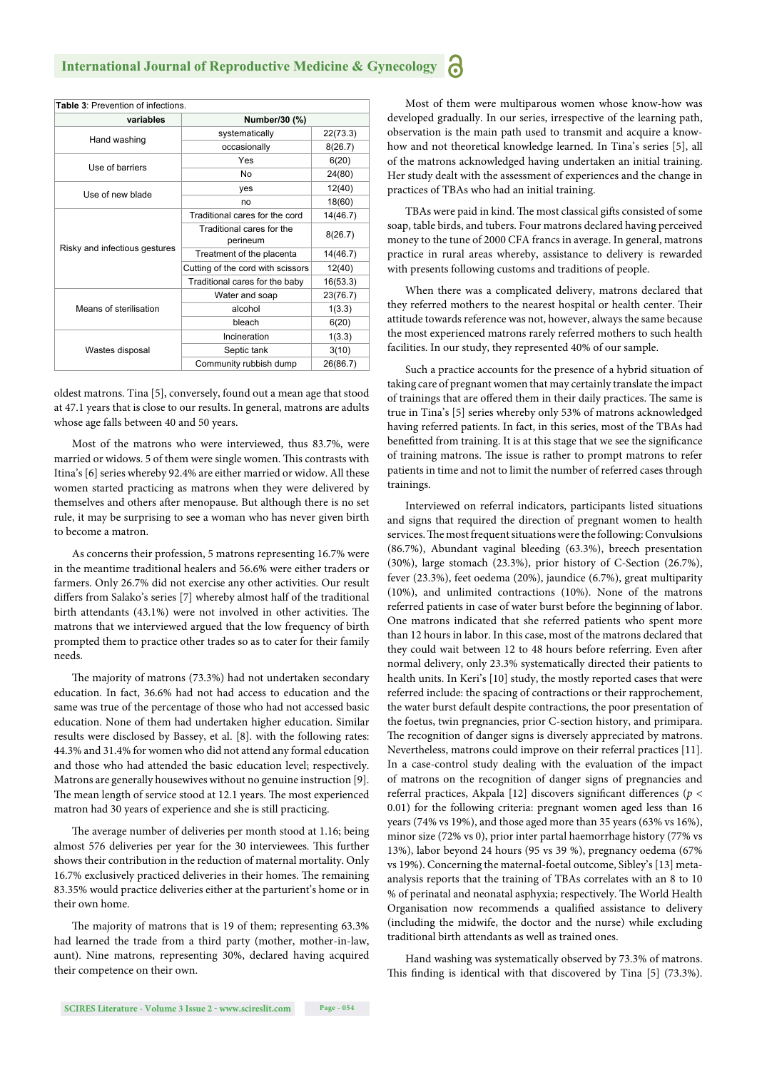Table 3: Prevention of infections.

| variables | Number/30 (%) | |
|---|---|---|
| Hand washing | systematically | 22(73.3) |
| | occasionally | 8(26.7) |
| Use of barriers | Yes | 6(20) |
| | No | 24(80) |
| Use of new blade | yes | 12(40) |
| | no | 18(60) |
| Risky and infectious gestures | Traditional cares for the cord | 14(46.7) |
| | Traditional cares for the perineum | 8(26.7) |
| | Treatment of the placenta | 14(46.7) |
| | Cutting of the cord with scissors | 12(40) |
| | Traditional cares for the baby | 16(53.3) |
| Means of sterilisation | Water and soap | 23(76.7) |
| | alcohol | 1(3.3) |
| | bleach | 6(20) |
| Wastes disposal | Incineration | 1(3.3) |
| | Septic tank | 3(10) |
| | Community rubbish dump | 26(86.7) |

oldest matrons. Tina [5], conversely, found out a mean age that stood at 47.1 years that is close to our results. In general, matrons are adults whose age falls between 40 and 50 years.

Most of the matrons who were interviewed, thus 83.7%, were married or widows. 5 of them were single women. This contrasts with Itina's [6] series whereby 92.4% are either married or widow. All these women started practicing as matrons when they were delivered by themselves and others after menopause. But although there is no set rule, it may be surprising to see a woman who has never given birth to become a matron.

As concerns their profession, 5 matrons representing 16.7% were in the meantime traditional healers and 56.6% were either traders or farmers. Only 26.7% did not exercise any other activities. Our result differs from Salako's series [7] whereby almost half of the traditional birth attendants (43.1%) were not involved in other activities. The matrons that we interviewed argued that the low frequency of birth prompted them to practice other trades so as to cater for their family needs.

The majority of matrons (73.3%) had not undertaken secondary education. In fact, 36.6% had not had access to education and the same was true of the percentage of those who had not accessed basic education. None of them had undertaken higher education. Similar results were disclosed by Bassey, et al. [8]. with the following rates: 44.3% and 31.4% for women who did not attend any formal education and those who had attended the basic education level; respectively. Matrons are generally housewives without no genuine instruction [9]. The mean length of service stood at 12.1 years. The most experienced matron had 30 years of experience and she is still practicing.

The average number of deliveries per month stood at 1.16; being almost 576 deliveries per year for the 30 interviewees. This further shows their contribution in the reduction of maternal mortality. Only 16.7% exclusively practiced deliveries in their homes. The remaining 83.35% would practice deliveries either at the parturient's home or in their own home.

The majority of matrons that is 19 of them; representing 63.3% had learned the trade from a third party (mother, mother-in-law, aunt). Nine matrons, representing 30%, declared having acquired their competence on their own.

Most of them were multiparous women whose know-how was developed gradually. In our series, irrespective of the learning path, observation is the main path used to transmit and acquire a know-how and not theoretical knowledge learned. In Tina's series [5], all of the matrons acknowledged having undertaken an initial training. Her study dealt with the assessment of experiences and the change in practices of TBAs who had an initial training.

TBAs were paid in kind. The most classical gifts consisted of some soap, table birds, and tubers. Four matrons declared having perceived money to the tune of 2000 CFA francs in average. In general, matrons practice in rural areas whereby, assistance to delivery is rewarded with presents following customs and traditions of people.

When there was a complicated delivery, matrons declared that they referred mothers to the nearest hospital or health center. Their attitude towards reference was not, however, always the same because the most experienced matrons rarely referred mothers to such health facilities. In our study, they represented 40% of our sample.

Such a practice accounts for the presence of a hybrid situation of taking care of pregnant women that may certainly translate the impact of trainings that are offered them in their daily practices. The same is true in Tina's [5] series whereby only 53% of matrons acknowledged having referred patients. In fact, in this series, most of the TBAs had benefitted from training. It is at this stage that we see the significance of training matrons. The issue is rather to prompt matrons to refer patients in time and not to limit the number of referred cases through trainings.

Interviewed on referral indicators, participants listed situations and signs that required the direction of pregnant women to health services. The most frequent situations were the following: Convulsions (86.7%), Abundant vaginal bleeding (63.3%), breech presentation (30%), large stomach (23.3%), prior history of C-Section (26.7%), fever (23.3%), feet oedema (20%), jaundice (6.7%), great multiparity (10%), and unlimited contractions (10%). None of the matrons referred patients in case of water burst before the beginning of labor. One matrons indicated that she referred patients who spent more than 12 hours in labor. In this case, most of the matrons declared that they could wait between 12 to 48 hours before referring. Even after normal delivery, only 23.3% systematically directed their patients to health units. In Keri's [10] study, the mostly reported cases that were referred include: the spacing of contractions or their rapprochement, the water burst default despite contractions, the poor presentation of the foetus, twin pregnancies, prior C-section history, and primipara. The recognition of danger signs is diversely appreciated by matrons. Nevertheless, matrons could improve on their referral practices [11]. In a case-control study dealing with the evaluation of the impact of matrons on the recognition of danger signs of pregnancies and referral practices, Akpala [12] discovers significant differences ($p < 0.01$) for the following criteria: pregnant women aged less than 16 years (74% vs 19%), and those aged more than 35 years (63% vs 16%), minor size (72% vs 0), prior inter partal haemorrhage history (77% vs 13%), labor beyond 24 hours (95 vs 39 %), pregnancy oedema (67% vs 19%). Concerning the maternal-foetal outcome, Sibley's [13] meta-analysis reports that the training of TBAs correlates with an 8 to 10 % of perinatal and neonatal asphyxia; respectively. The World Health Organisation now recommends a qualified assistance to delivery (including the midwife, the doctor and the nurse) while excluding traditional birth attendants as well as trained ones.

Hand washing was systematically observed by 73.3% of matrons. This finding is identical with that discovered by Tina [5] (73.3%).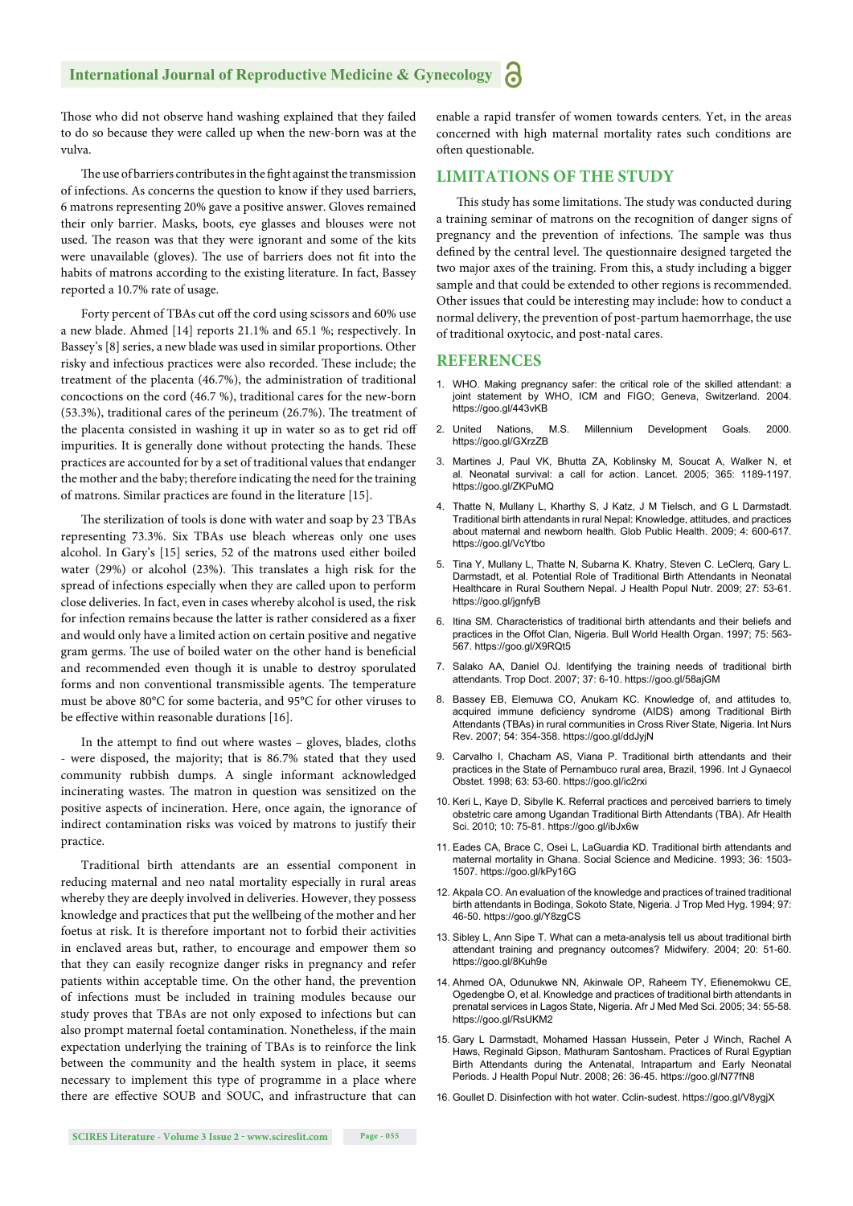Those who did not observe hand washing explained that they failed to do so because they were called up when the new-born was at the vulva.

The use of barriers contributes in the fight against the transmission of infections. As concerns the question to know if they used barriers, 6 matrons representing 20% gave a positive answer. Gloves remained their only barrier. Masks, boots, eye glasses and blouses were not used. The reason was that they were ignorant and some of the kits were unavailable (gloves). The use of barriers does not fit into the habits of matrons according to the existing literature. In fact, Bassey reported a 10.7% rate of usage.

Forty percent of TBAs cut off the cord using scissors and 60% use a new blade. Ahmed [14] reports 21.1% and 65.1 %; respectively. In Bassey's [8] series, a new blade was used in similar proportions. Other risky and infectious practices were also recorded. These include; the treatment of the placenta (46.7%), the administration of traditional concoctions on the cord (46.7 %), traditional cares for the new-born (53.3%), traditional cares of the perineum (26.7%). The treatment of the placenta consisted in washing it up in water so as to get rid off impurities. It is generally done without protecting the hands. These practices are accounted for by a set of traditional values that endanger the mother and the baby; therefore indicating the need for the training of matrons. Similar practices are found in the literature [15].

The sterilization of tools is done with water and soap by 23 TBAs representing 73.3%. Six TBAs use bleach whereas only one uses alcohol. In Gary's [15] series, 52 of the matrons used either boiled water (29%) or alcohol (23%). This translates a high risk for the spread of infections especially when they are called upon to perform close deliveries. In fact, even in cases whereby alcohol is used, the risk for infection remains because the latter is rather considered as a fixer and would only have a limited action on certain positive and negative gram germs. The use of boiled water on the other hand is beneficial and recommended even though it is unable to destroy sporulated forms and non conventional transmissible agents. The temperature must be above 80°C for some bacteria, and 95°C for other viruses to be effective within reasonable durations [16].

In the attempt to find out where wastes – gloves, blades, cloths - were disposed, the majority; that is 86.7% stated that they used community rubbish dumps. A single informant acknowledged incinerating wastes. The matron in question was sensitized on the positive aspects of incineration. Here, once again, the ignorance of indirect contamination risks was voiced by matrons to justify their practice.

Traditional birth attendants are an essential component in reducing maternal and neo natal mortality especially in rural areas whereby they are deeply involved in deliveries. However, they possess knowledge and practices that put the wellbeing of the mother and her foetus at risk. It is therefore important not to forbid their activities in enclaved areas but, rather, to encourage and empower them so that they can easily recognize danger risks in pregnancy and refer patients within acceptable time. On the other hand, the prevention of infections must be included in training modules because our study proves that TBAs are not only exposed to infections but can also prompt maternal foetal contamination. Nonetheless, if the main expectation underlying the training of TBAs is to reinforce the link between the community and the health system in place, it seems necessary to implement this type of programme in a place where there are effective SOUB and SOUC, and infrastructure that can enable a rapid transfer of women towards centers. Yet, in the areas concerned with high maternal mortality rates such conditions are often questionable.

## LIMITATIONS OF THE STUDY

This study has some limitations. The study was conducted during a training seminar of matrons on the recognition of danger signs of pregnancy and the prevention of infections. The sample was thus defined by the central level. The questionnaire designed targeted the two major axes of the training. From this, a study including a bigger sample and that could be extended to other regions is recommended. Other issues that could be interesting may include: how to conduct a normal delivery, the prevention of post-partum haemorrhage, the use of traditional oxytocic, and post-natal cares.

## REFERENCES

1. WHO. Making pregnancy safer: the critical role of the skilled attendant: a joint statement by WHO, ICM and FIGO; Geneva, Switzerland. 2004. https://goo.gl/443vKB
2. United Nations, M.S. Millennium Development Goals. 2000. https://goo.gl/GXrzZB
3. Martines J, Paul VK, Bhutta ZA, Koblinsky M, Soucat A, Walker N, et al. Neonatal survival: a call for action. Lancet. 2005; 365: 1189-1197. https://goo.gl/ZKPuMQ
4. Thatte N, Mullany L, Kharthy S, J Katz, J M Tielsch, and G L Darmstadt. Traditional birth attendants in rural Nepal: Knowledge, attitudes, and practices about maternal and newborn health. Glob Public Health. 2009; 4: 600-617. https://goo.gl/VcYtbo
5. Tina Y, Mullany L, Thatte N, Subarna K. Khatry, Steven C. LeClerq, Gary L. Darmstadt, et al. Potential Role of Traditional Birth Attendants in Neonatal Healthcare in Rural Southern Nepal. J Health Popul Nutr. 2009; 27: 53-61. https://goo.gl/jgnfyB
6. Itina SM. Characteristics of traditional birth attendants and their beliefs and practices in the Offot Clan, Nigeria. Bull World Health Organ. 1997; 75: 563-567. https://goo.gl/X9RQt5
7. Salako AA, Daniel OJ. Identifying the training needs of traditional birth attendants. Trop Doct. 2007; 37: 6-10. https://goo.gl/58ajGM
8. Bassey EB, Elemuwa CO, Anukam KC. Knowledge of, and attitudes to, acquired immune deficiency syndrome (AIDS) among Traditional Birth Attendants (TBAs) in rural communities in Cross River State, Nigeria. Int Nurs Rev. 2007; 54: 354-358. https://goo.gl/ddJyjN
9. Carvalho I, Chacham AS, Viana P. Traditional birth attendants and their practices in the State of Pernambuco rural area, Brazil, 1996. Int J Gynaecol Obstet. 1998; 63: 53-60. https://goo.gl/ic2rxi
10. Keri L, Kaye D, Sibylle K. Referral practices and perceived barriers to timely obstetric care among Ugandan Traditional Birth Attendants (TBA). Afr Health Sci. 2010; 10: 75-81. https://goo.gl/ibJx6w
11. Eades CA, Brace C, Osei L, LaGuardia KD. Traditional birth attendants and maternal mortality in Ghana. Social Science and Medicine. 1993; 36: 1503-1507. https://goo.gl/kPy16G
12. Akpala CO. An evaluation of the knowledge and practices of trained traditional birth attendants in Bodinga, Sokoto State, Nigeria. J Trop Med Hyg. 1994; 97: 46-50. https://goo.gl/Y8zgCS
13. Sibley L, Ann Sipe T. What can a meta-analysis tell us about traditional birth attendant training and pregnancy outcomes? Midwifery. 2004; 20: 51-60. https://goo.gl/8Kuh9e
14. Ahmed OA, Odunukwe NN, Akinwale OP, Raheem TY, Efienemokwu CE, Ogedengbe O, et al. Knowledge and practices of traditional birth attendants in prenatal services in Lagos State, Nigeria. Afr J Med Med Sci. 2005; 34: 55-58. https://goo.gl/RsUKM2
15. Gary L Darmstadt, Mohamed Hassan Hussein, Peter J Winch, Rachel A Haws, Reginald Gipson, Mathuram Santosham. Practices of Rural Egyptian Birth Attendants during the Antenatal, Intrapartum and Early Neonatal Periods. J Health Popul Nutr. 2008; 26: 36-45. https://goo.gl/N77fN8
16. Goullet D. Disinfection with hot water. Cclin-sudest. https://goo.gl/V8ygjX